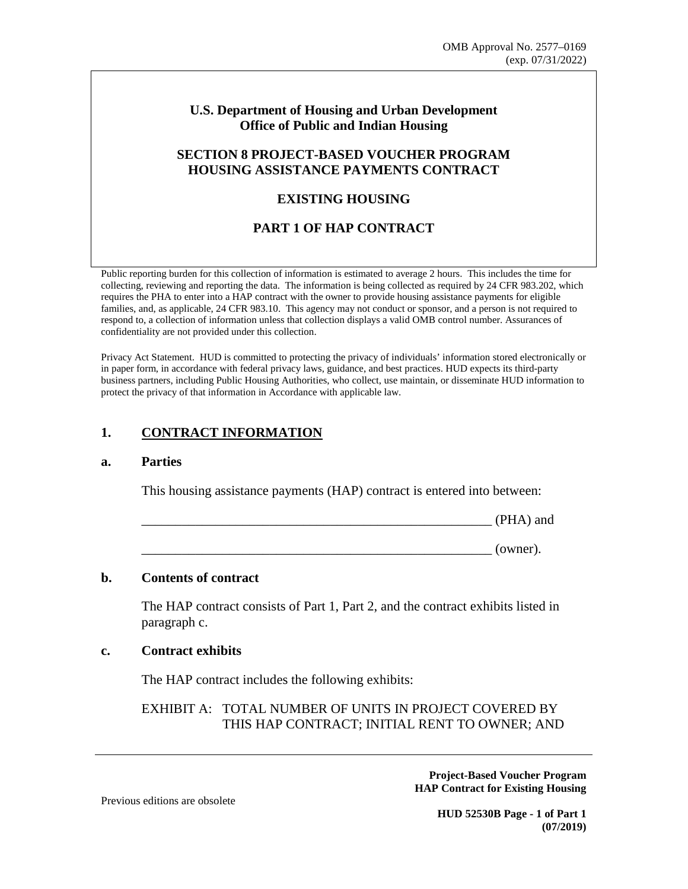OMB Approval No. 2577–0169
(exp. 07/31/2022)

# U.S. Department of Housing and Urban Development
# Office of Public and Indian Housing

## SECTION 8 PROJECT-BASED VOUCHER PROGRAM HOUSING ASSISTANCE PAYMENTS CONTRACT

## EXISTING HOUSING

## PART 1 OF HAP CONTRACT

Public reporting burden for this collection of information is estimated to average 2 hours. This includes the time for collecting, reviewing and reporting the data. The information is being collected as required by 24 CFR 983.202, which requires the PHA to enter into a HAP contract with the owner to provide housing assistance payments for eligible families, and, as applicable, 24 CFR 983.10. This agency may not conduct or sponsor, and a person is not required to respond to, a collection of information unless that collection displays a valid OMB control number. Assurances of confidentiality are not provided under this collection.

Privacy Act Statement. HUD is committed to protecting the privacy of individuals' information stored electronically or in paper form, in accordance with federal privacy laws, guidance, and best practices. HUD expects its third-party business partners, including Public Housing Authorities, who collect, use maintain, or disseminate HUD information to protect the privacy of that information in Accordance with applicable law.

## 1. CONTRACT INFORMATION

### a. Parties

This housing assistance payments (HAP) contract is entered into between:

______________________________________________________ (PHA) and

______________________________________________________ (owner).

### b. Contents of contract

The HAP contract consists of Part 1, Part 2, and the contract exhibits listed in paragraph c.

### c. Contract exhibits

The HAP contract includes the following exhibits:

EXHIBIT A: TOTAL NUMBER OF UNITS IN PROJECT COVERED BY THIS HAP CONTRACT; INITIAL RENT TO OWNER; AND

Previous editions are obsolete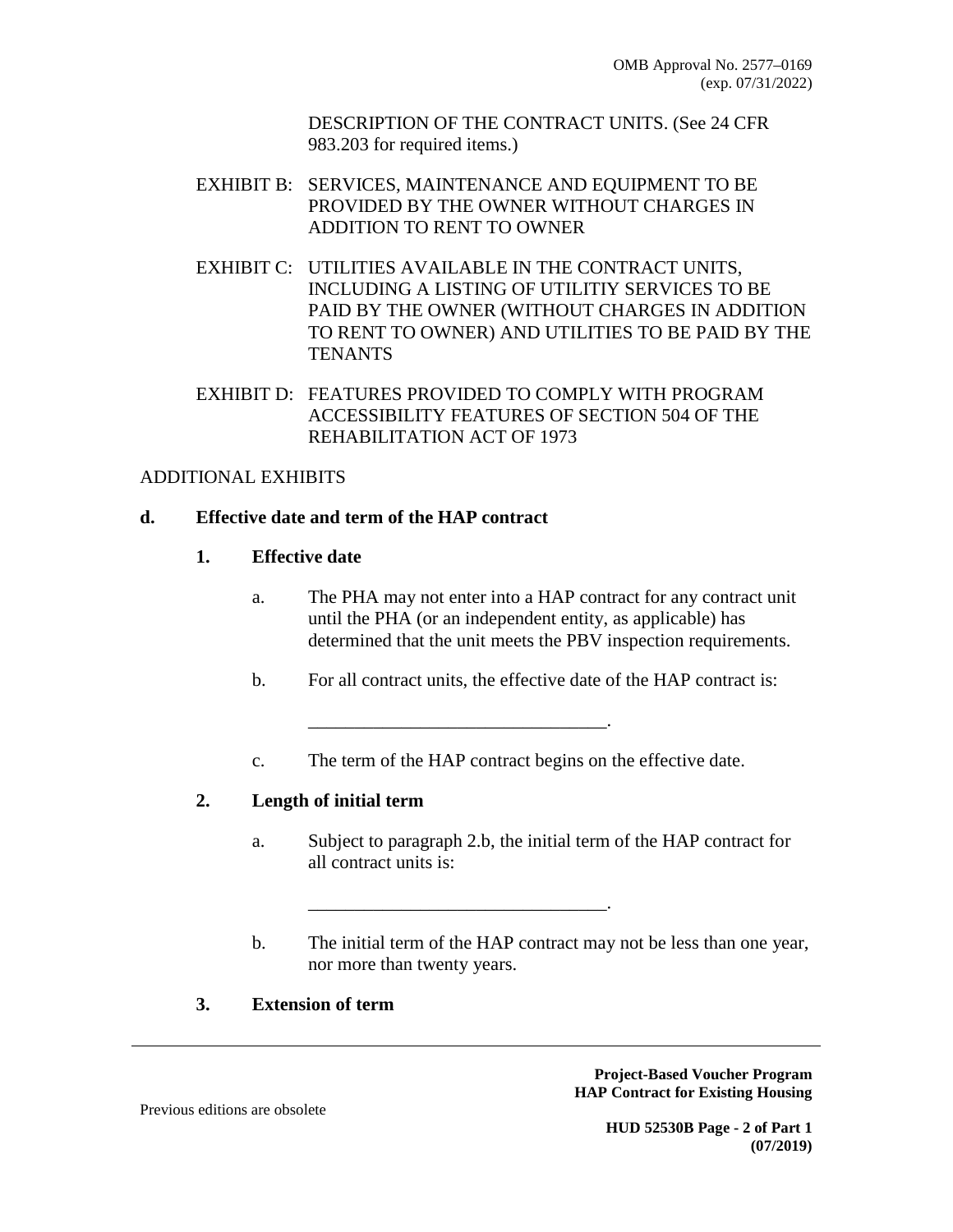DESCRIPTION OF THE CONTRACT UNITS. (See 24 CFR 983.203 for required items.)

EXHIBIT B: SERVICES, MAINTENANCE AND EQUIPMENT TO BE PROVIDED BY THE OWNER WITHOUT CHARGES IN ADDITION TO RENT TO OWNER

EXHIBIT C: UTILITIES AVAILABLE IN THE CONTRACT UNITS, INCLUDING A LISTING OF UTILITIY SERVICES TO BE PAID BY THE OWNER (WITHOUT CHARGES IN ADDITION TO RENT TO OWNER) AND UTILITIES TO BE PAID BY THE TENANTS

EXHIBIT D: FEATURES PROVIDED TO COMPLY WITH PROGRAM ACCESSIBILITY FEATURES OF SECTION 504 OF THE REHABILITATION ACT OF 1973

ADDITIONAL EXHIBITS

**d. Effective date and term of the HAP contract**

**1. Effective date**

a. The PHA may not enter into a HAP contract for any contract unit until the PHA (or an independent entity, as applicable) has determined that the unit meets the PBV inspection requirements.

b. For all contract units, the effective date of the HAP contract is:

________________________________.

c. The term of the HAP contract begins on the effective date.

**2. Length of initial term**

a. Subject to paragraph 2.b, the initial term of the HAP contract for all contract units is:

________________________________.

b. The initial term of the HAP contract may not be less than one year, nor more than twenty years.

**3. Extension of term**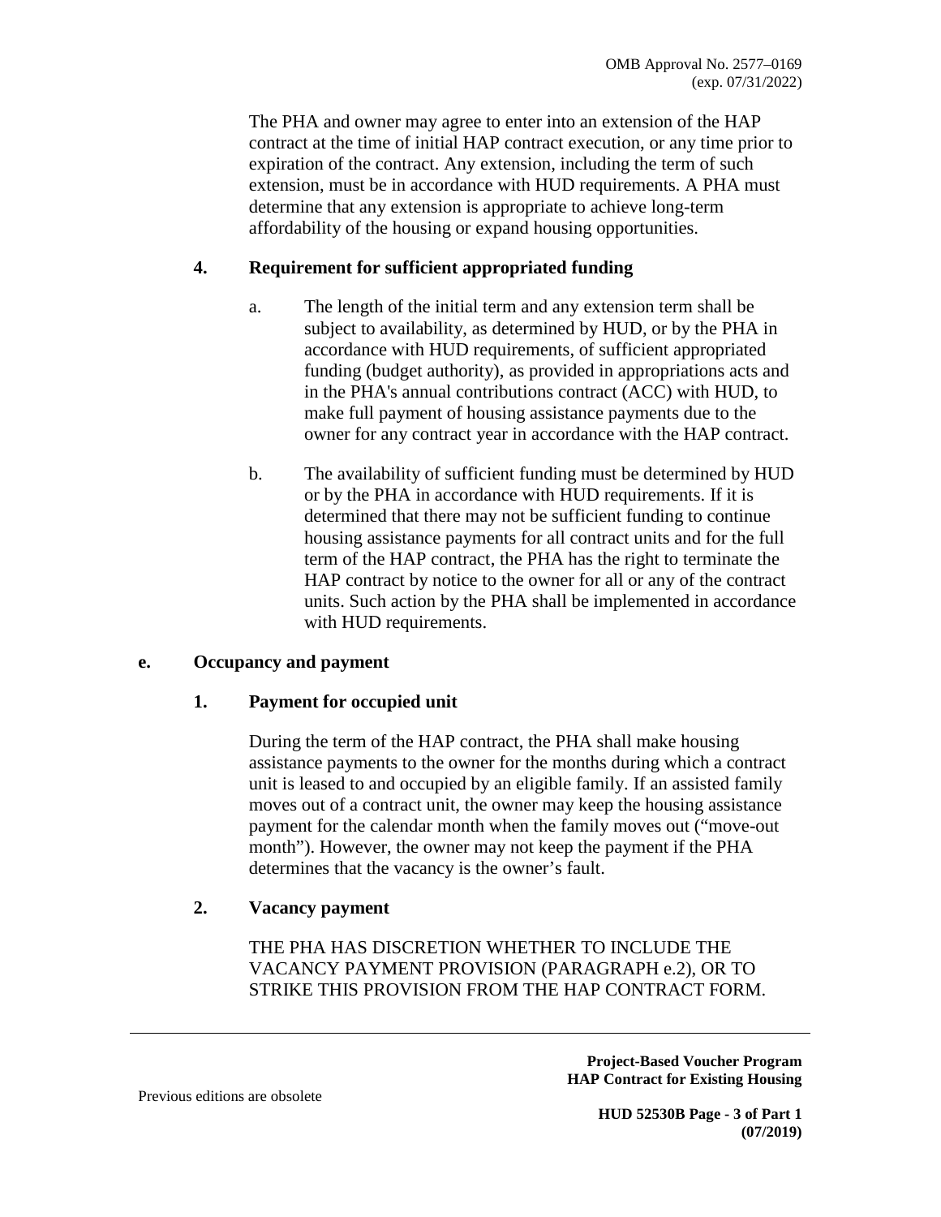The PHA and owner may agree to enter into an extension of the HAP contract at the time of initial HAP contract execution, or any time prior to expiration of the contract. Any extension, including the term of such extension, must be in accordance with HUD requirements. A PHA must determine that any extension is appropriate to achieve long-term affordability of the housing or expand housing opportunities.

**4. Requirement for sufficient appropriated funding**

a. The length of the initial term and any extension term shall be subject to availability, as determined by HUD, or by the PHA in accordance with HUD requirements, of sufficient appropriated funding (budget authority), as provided in appropriations acts and in the PHA's annual contributions contract (ACC) with HUD, to make full payment of housing assistance payments due to the owner for any contract year in accordance with the HAP contract.

b. The availability of sufficient funding must be determined by HUD or by the PHA in accordance with HUD requirements. If it is determined that there may not be sufficient funding to continue housing assistance payments for all contract units and for the full term of the HAP contract, the PHA has the right to terminate the HAP contract by notice to the owner for all or any of the contract units. Such action by the PHA shall be implemented in accordance with HUD requirements.

**e. Occupancy and payment**

**1. Payment for occupied unit**

During the term of the HAP contract, the PHA shall make housing assistance payments to the owner for the months during which a contract unit is leased to and occupied by an eligible family. If an assisted family moves out of a contract unit, the owner may keep the housing assistance payment for the calendar month when the family moves out ("move-out month"). However, the owner may not keep the payment if the PHA determines that the vacancy is the owner's fault.

**2. Vacancy payment**

THE PHA HAS DISCRETION WHETHER TO INCLUDE THE VACANCY PAYMENT PROVISION (PARAGRAPH e.2), OR TO STRIKE THIS PROVISION FROM THE HAP CONTRACT FORM.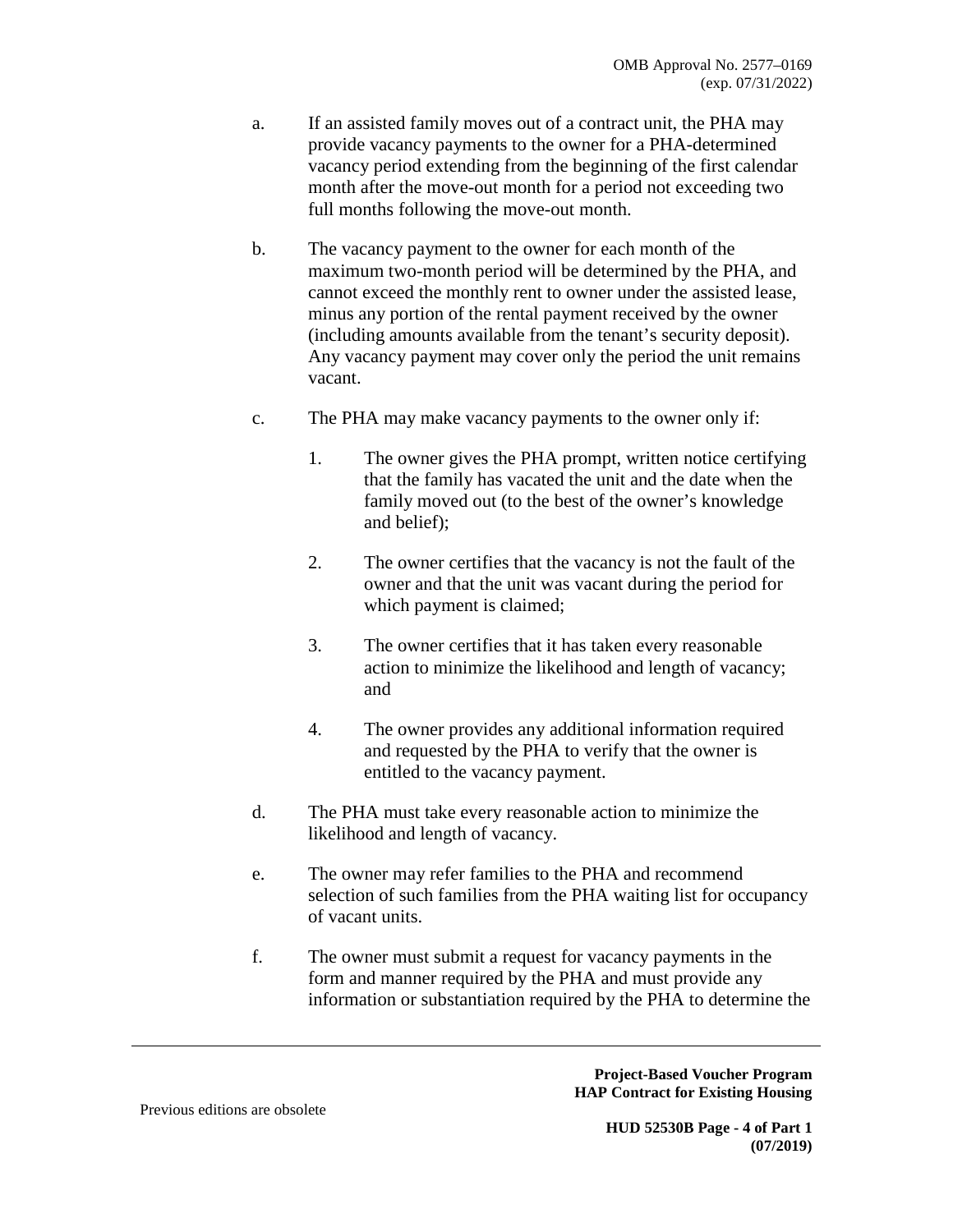a. If an assisted family moves out of a contract unit, the PHA may provide vacancy payments to the owner for a PHA-determined vacancy period extending from the beginning of the first calendar month after the move-out month for a period not exceeding two full months following the move-out month.

b. The vacancy payment to the owner for each month of the maximum two-month period will be determined by the PHA, and cannot exceed the monthly rent to owner under the assisted lease, minus any portion of the rental payment received by the owner (including amounts available from the tenant's security deposit). Any vacancy payment may cover only the period the unit remains vacant.

c. The PHA may make vacancy payments to the owner only if:

   1. The owner gives the PHA prompt, written notice certifying that the family has vacated the unit and the date when the family moved out (to the best of the owner's knowledge and belief);

   2. The owner certifies that the vacancy is not the fault of the owner and that the unit was vacant during the period for which payment is claimed;

   3. The owner certifies that it has taken every reasonable action to minimize the likelihood and length of vacancy; and

   4. The owner provides any additional information required and requested by the PHA to verify that the owner is entitled to the vacancy payment.

d. The PHA must take every reasonable action to minimize the likelihood and length of vacancy.

e. The owner may refer families to the PHA and recommend selection of such families from the PHA waiting list for occupancy of vacant units.

f. The owner must submit a request for vacancy payments in the form and manner required by the PHA and must provide any information or substantiation required by the PHA to determine the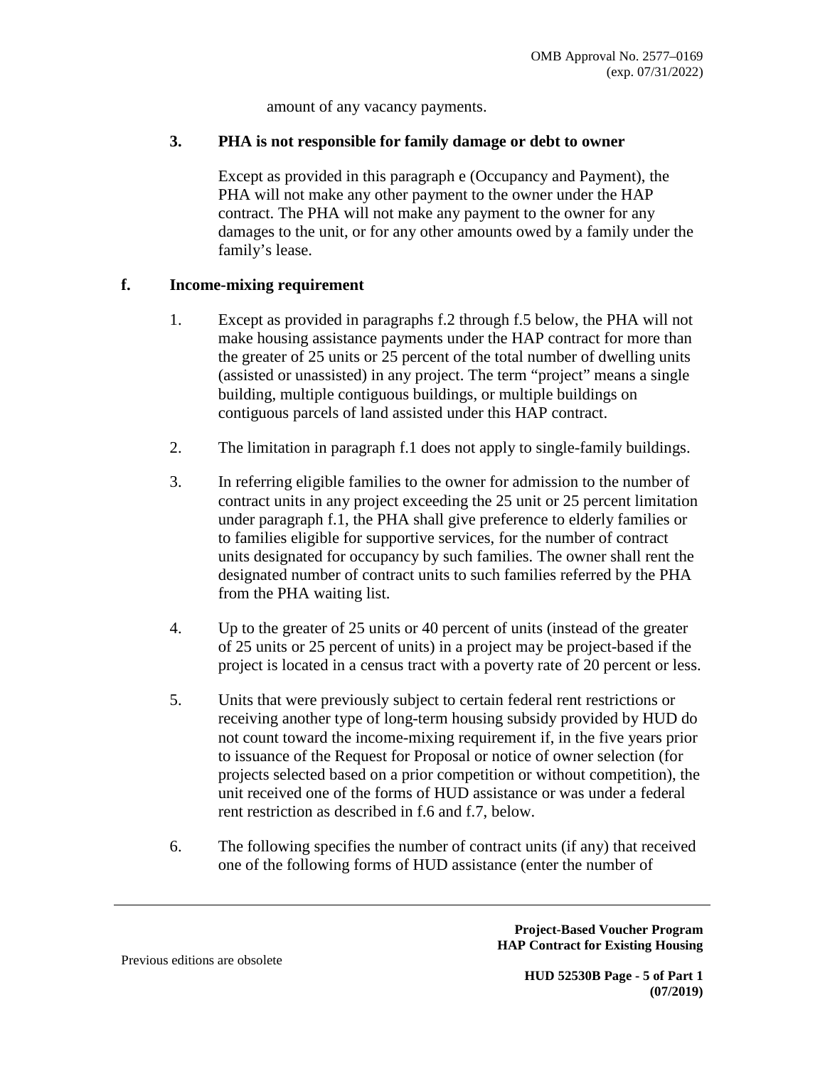amount of any vacancy payments.

### 3. PHA is not responsible for family damage or debt to owner

Except as provided in this paragraph e (Occupancy and Payment), the PHA will not make any other payment to the owner under the HAP contract. The PHA will not make any payment to the owner for any damages to the unit, or for any other amounts owed by a family under the family's lease.

## f. Income-mixing requirement

1. Except as provided in paragraphs f.2 through f.5 below, the PHA will not make housing assistance payments under the HAP contract for more than the greater of 25 units or 25 percent of the total number of dwelling units (assisted or unassisted) in any project. The term "project" means a single building, multiple contiguous buildings, or multiple buildings on contiguous parcels of land assisted under this HAP contract.

2. The limitation in paragraph f.1 does not apply to single-family buildings.

3. In referring eligible families to the owner for admission to the number of contract units in any project exceeding the 25 unit or 25 percent limitation under paragraph f.1, the PHA shall give preference to elderly families or to families eligible for supportive services, for the number of contract units designated for occupancy by such families. The owner shall rent the designated number of contract units to such families referred by the PHA from the PHA waiting list.

4. Up to the greater of 25 units or 40 percent of units (instead of the greater of 25 units or 25 percent of units) in a project may be project-based if the project is located in a census tract with a poverty rate of 20 percent or less.

5. Units that were previously subject to certain federal rent restrictions or receiving another type of long-term housing subsidy provided by HUD do not count toward the income-mixing requirement if, in the five years prior to issuance of the Request for Proposal or notice of owner selection (for projects selected based on a prior competition or without competition), the unit received one of the forms of HUD assistance or was under a federal rent restriction as described in f.6 and f.7, below.

6. The following specifies the number of contract units (if any) that received one of the following forms of HUD assistance (enter the number of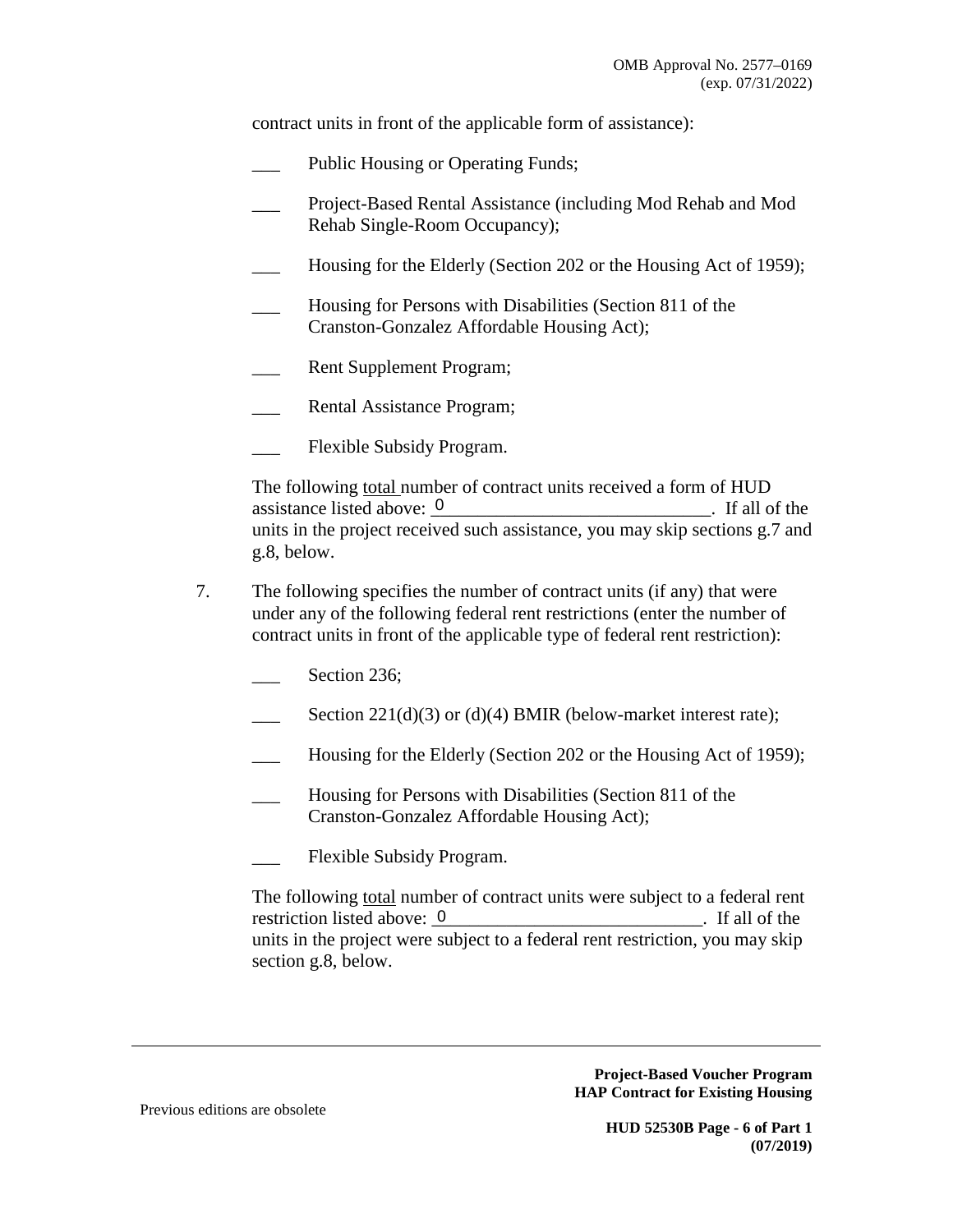contract units in front of the applicable form of assistance):

___ Public Housing or Operating Funds;

___ Project-Based Rental Assistance (including Mod Rehab and Mod Rehab Single-Room Occupancy);

___ Housing for the Elderly (Section 202 or the Housing Act of 1959);

___ Housing for Persons with Disabilities (Section 811 of the Cranston-Gonzalez Affordable Housing Act);

___ Rent Supplement Program;

___ Rental Assistance Program;

___ Flexible Subsidy Program.

The following total number of contract units received a form of HUD assistance listed above: 0. If all of the units in the project received such assistance, you may skip sections g.7 and g.8, below.

7. The following specifies the number of contract units (if any) that were under any of the following federal rent restrictions (enter the number of contract units in front of the applicable type of federal rent restriction):

___ Section 236;

___ Section 221(d)(3) or (d)(4) BMIR (below-market interest rate);

___ Housing for the Elderly (Section 202 or the Housing Act of 1959);

___ Housing for Persons with Disabilities (Section 811 of the Cranston-Gonzalez Affordable Housing Act);

___ Flexible Subsidy Program.

The following total number of contract units were subject to a federal rent restriction listed above: 0. If all of the units in the project were subject to a federal rent restriction, you may skip section g.8, below.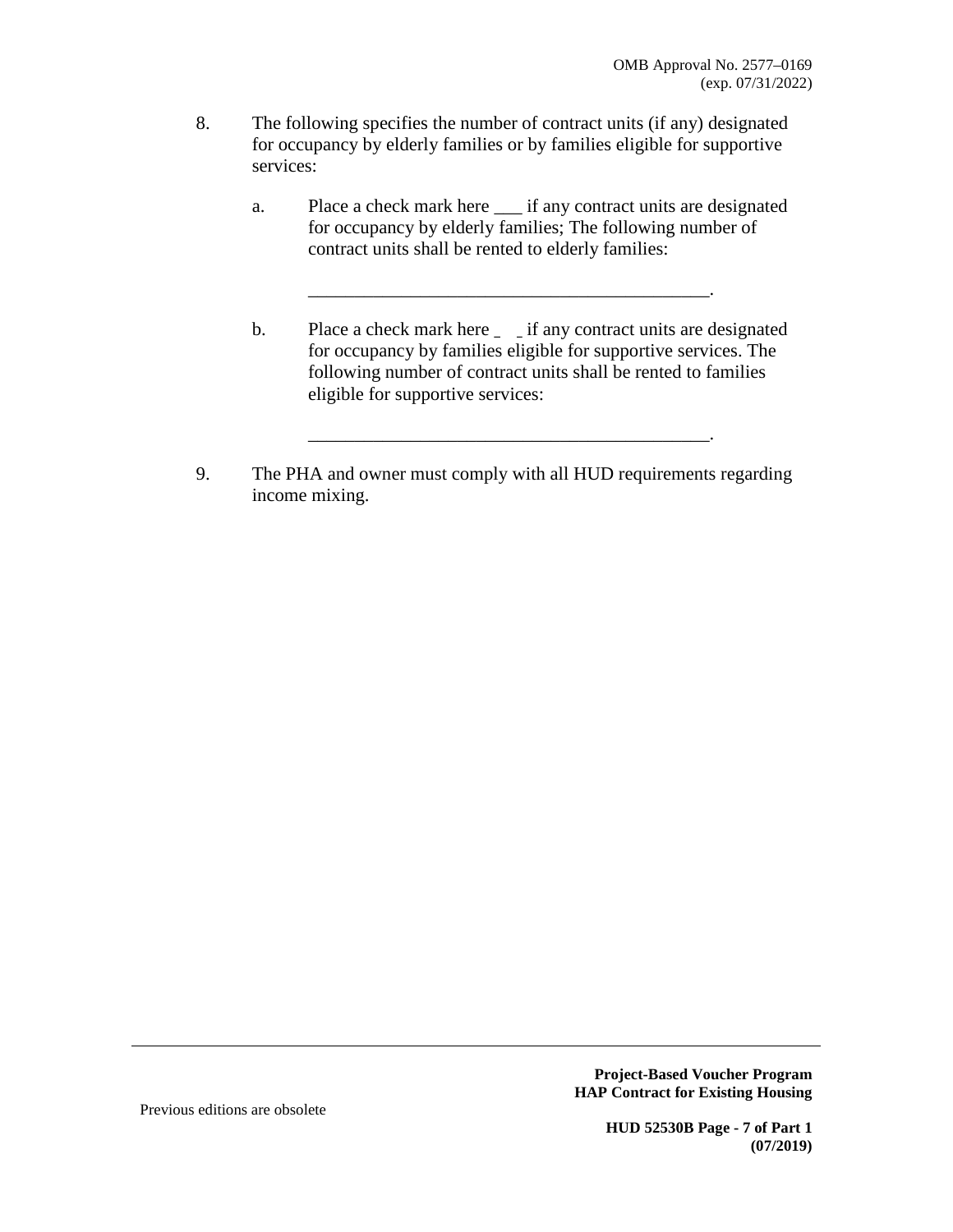8. The following specifies the number of contract units (if any) designated for occupancy by elderly families or by families eligible for supportive services:

   a. Place a check mark here ___ if any contract units are designated for occupancy by elderly families; The following number of contract units shall be rented to elderly families:

      _____________________________________________.

   b. Place a check mark here ___ if any contract units are designated for occupancy by families eligible for supportive services. The following number of contract units shall be rented to families eligible for supportive services:

      _____________________________________________.

9. The PHA and owner must comply with all HUD requirements regarding income mixing.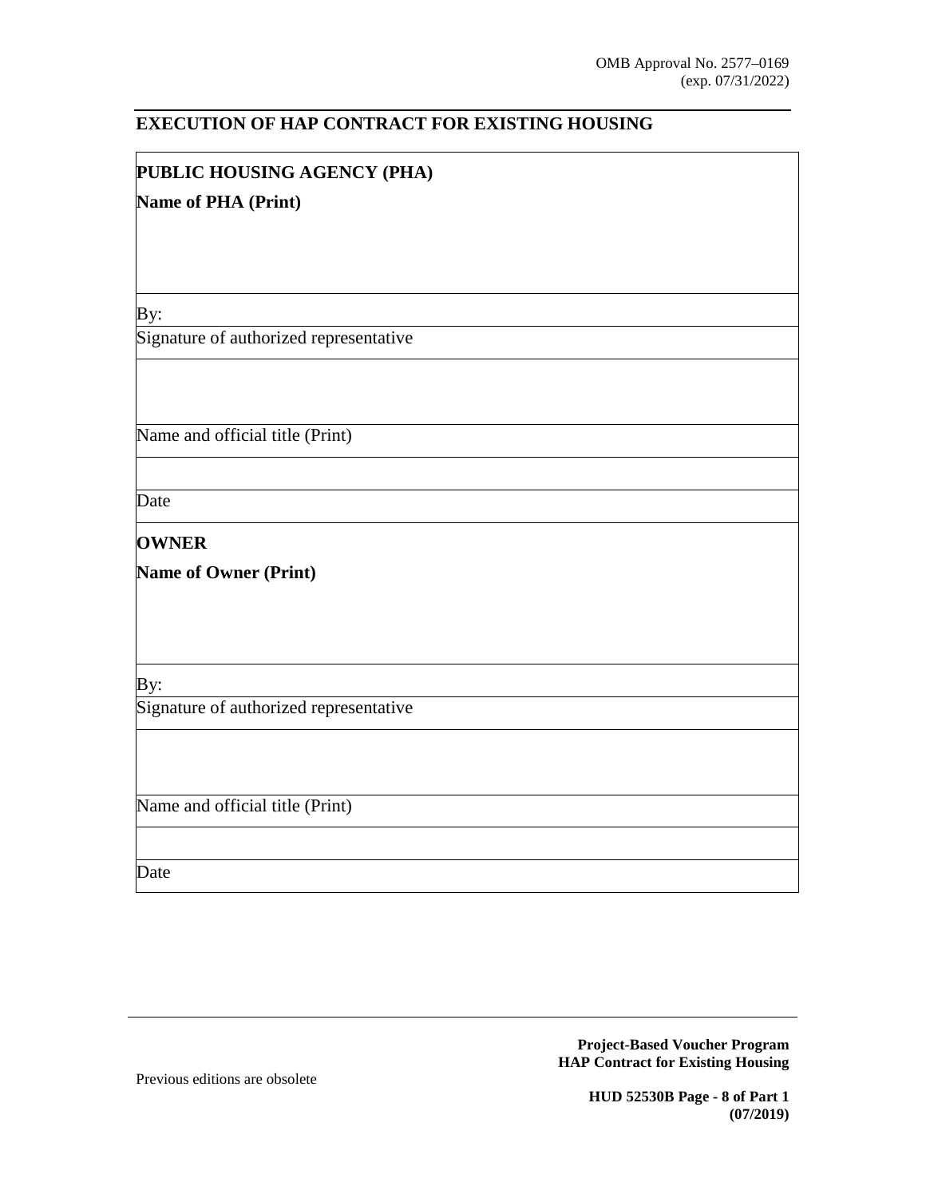OMB Approval No. 2577–0169
(exp. 07/31/2022)

## EXECUTION OF HAP CONTRACT FOR EXISTING HOUSING

**PUBLIC HOUSING AGENCY (PHA)**

**Name of PHA (Print)**

By:

Signature of authorized representative

Name and official title (Print)

Date

**OWNER**

**Name of Owner (Print)**

By:

Signature of authorized representative

Name and official title (Print)

Date

**Project-Based Voucher Program**
**HAP Contract for Existing Housing**

Previous editions are obsolete

**HUD 52530B Page - 8 of Part 1**
**(07/2019)**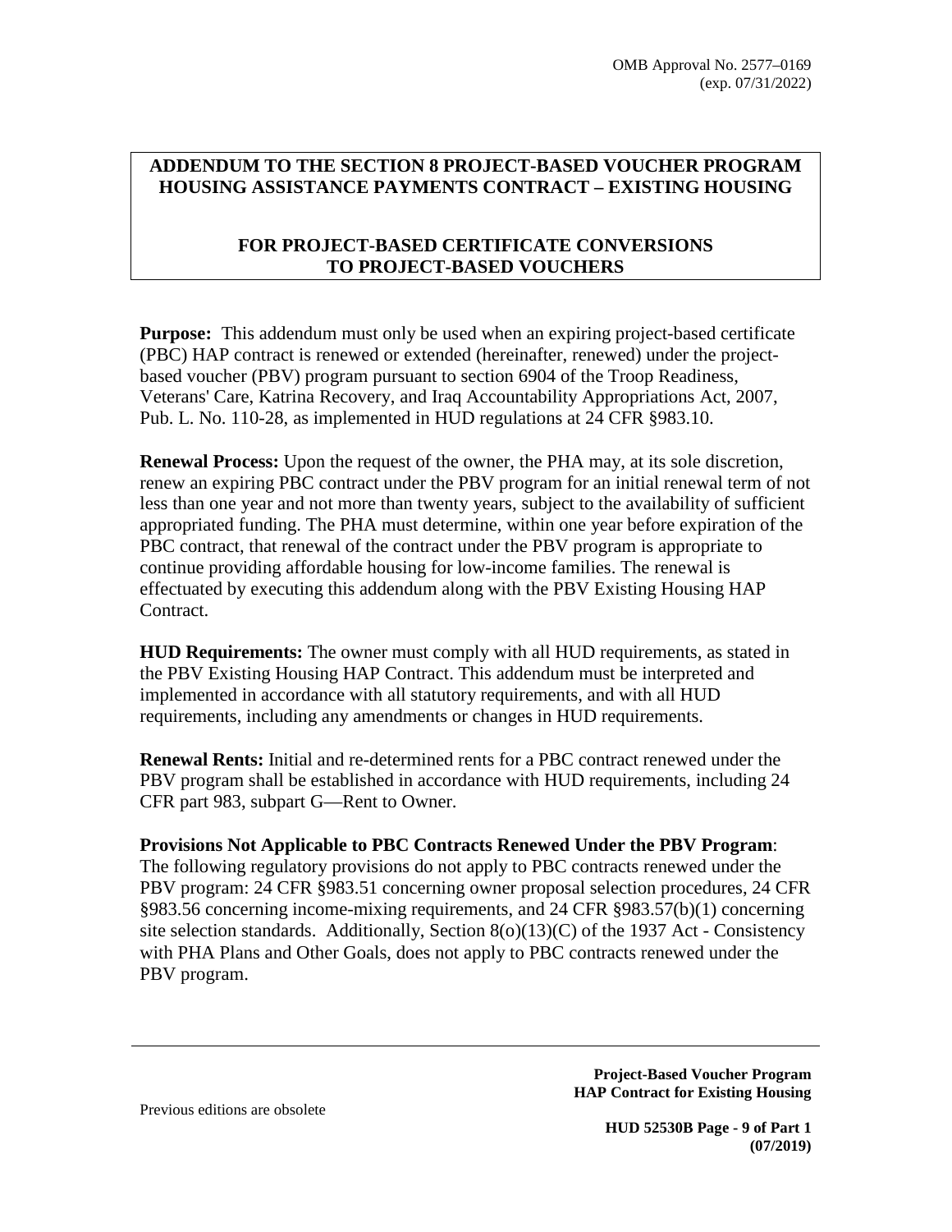OMB Approval No. 2577–0169
(exp. 07/31/2022)

# ADDENDUM TO THE SECTION 8 PROJECT-BASED VOUCHER PROGRAM HOUSING ASSISTANCE PAYMENTS CONTRACT – EXISTING HOUSING

## FOR PROJECT-BASED CERTIFICATE CONVERSIONS TO PROJECT-BASED VOUCHERS

**Purpose:** This addendum must only be used when an expiring project-based certificate (PBC) HAP contract is renewed or extended (hereinafter, renewed) under the project-based voucher (PBV) program pursuant to section 6904 of the Troop Readiness, Veterans' Care, Katrina Recovery, and Iraq Accountability Appropriations Act, 2007, Pub. L. No. 110-28, as implemented in HUD regulations at 24 CFR §983.10.

**Renewal Process:** Upon the request of the owner, the PHA may, at its sole discretion, renew an expiring PBC contract under the PBV program for an initial renewal term of not less than one year and not more than twenty years, subject to the availability of sufficient appropriated funding. The PHA must determine, within one year before expiration of the PBC contract, that renewal of the contract under the PBV program is appropriate to continue providing affordable housing for low-income families. The renewal is effectuated by executing this addendum along with the PBV Existing Housing HAP Contract.

**HUD Requirements:** The owner must comply with all HUD requirements, as stated in the PBV Existing Housing HAP Contract. This addendum must be interpreted and implemented in accordance with all statutory requirements, and with all HUD requirements, including any amendments or changes in HUD requirements.

**Renewal Rents:** Initial and re-determined rents for a PBC contract renewed under the PBV program shall be established in accordance with HUD requirements, including 24 CFR part 983, subpart G—Rent to Owner.

**Provisions Not Applicable to PBC Contracts Renewed Under the PBV Program**: The following regulatory provisions do not apply to PBC contracts renewed under the PBV program: 24 CFR §983.51 concerning owner proposal selection procedures, 24 CFR §983.56 concerning income-mixing requirements, and 24 CFR §983.57(b)(1) concerning site selection standards. Additionally, Section 8(o)(13)(C) of the 1937 Act - Consistency with PHA Plans and Other Goals, does not apply to PBC contracts renewed under the PBV program.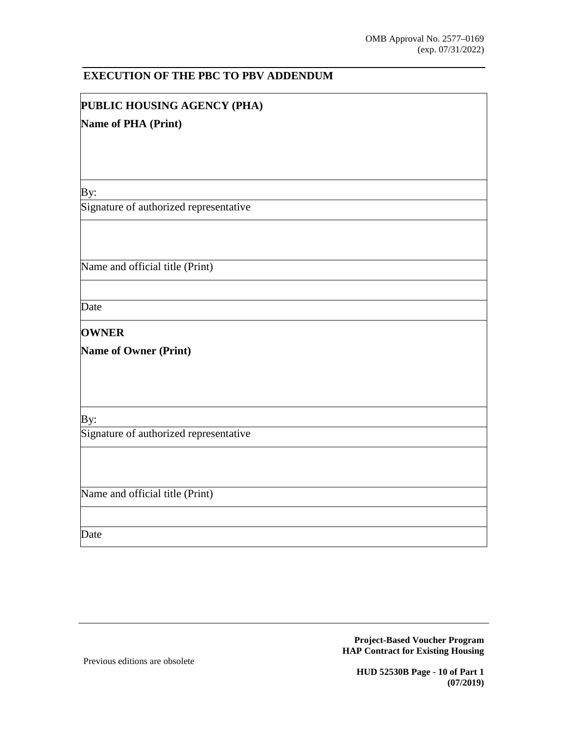OMB Approval No. 2577–0169
(exp. 07/31/2022)

## EXECUTION OF THE PBC TO PBV ADDENDUM

| |
|---|
| **PUBLIC HOUSING AGENCY (PHA)**<br>**Name of PHA (Print)** |
| By: |
| Signature of authorized representative |
| |
| Name and official title (Print) |
| |
| Date |
| **OWNER**<br>**Name of Owner (Print)** |
| By: |
| Signature of authorized representative |
| |
| Name and official title (Print) |
| |
| Date |

Previous editions are obsolete

**Project-Based Voucher Program**
**HAP Contract for Existing Housing**

**HUD 52530B Page - 10 of Part 1**
**(07/2019)**